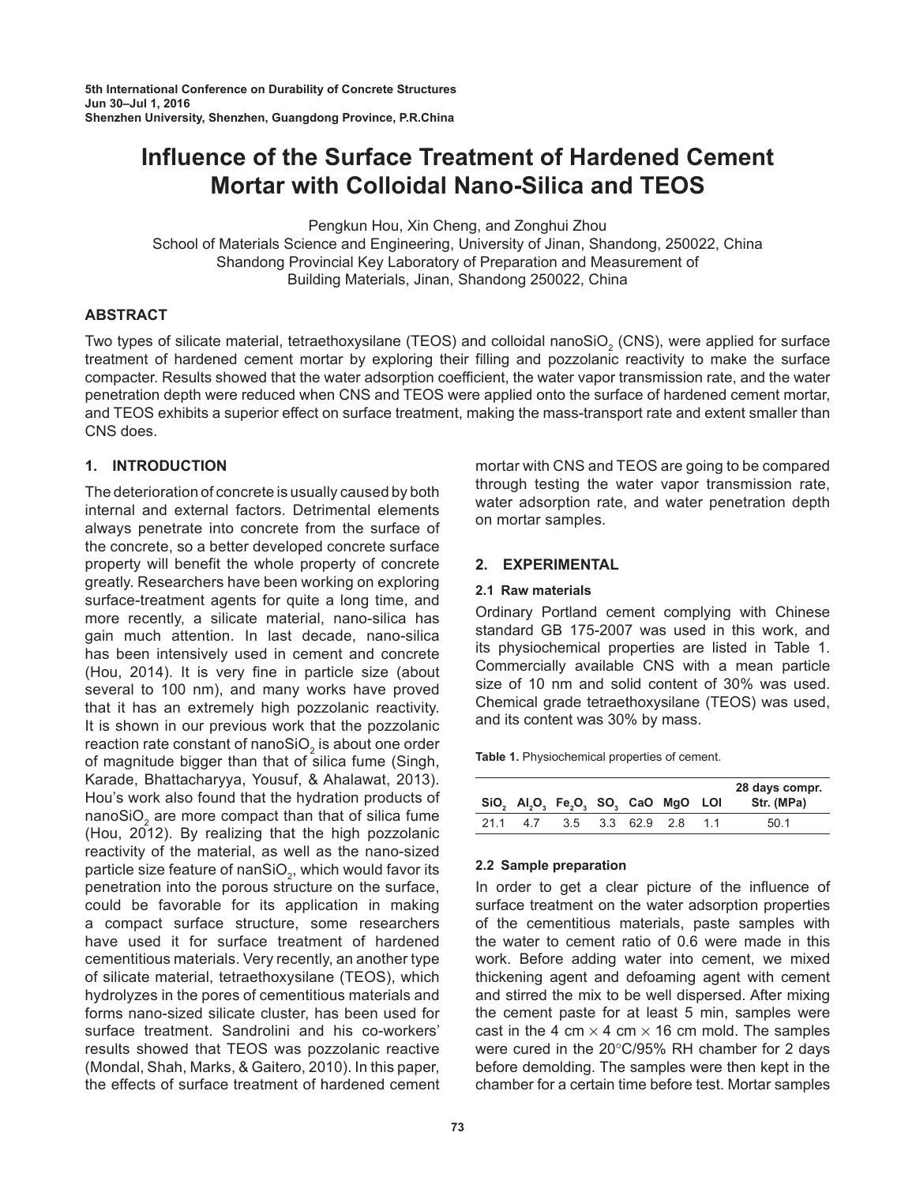5th International Conference on Durability of Concrete Structures
Jun 30–Jul 1, 2016
Shenzhen University, Shenzhen, Guangdong Province, P.R.China

# Influence of the Surface Treatment of Hardened Cement Mortar with Colloidal Nano-Silica and TEOS

Pengkun Hou, Xin Cheng, and Zonghui Zhou
School of Materials Science and Engineering, University of Jinan, Shandong, 250022, China
Shandong Provincial Key Laboratory of Preparation and Measurement of Building Materials, Jinan, Shandong 250022, China

## ABSTRACT

Two types of silicate material, tetraethoxysilane (TEOS) and colloidal nano$SiO_2$ (CNS), were applied for surface treatment of hardened cement mortar by exploring their filling and pozzolanic reactivity to make the surface compacter. Results showed that the water adsorption coefficient, the water vapor transmission rate, and the water penetration depth were reduced when CNS and TEOS were applied onto the surface of hardened cement mortar, and TEOS exhibits a superior effect on surface treatment, making the mass-transport rate and extent smaller than CNS does.

## 1. INTRODUCTION

The deterioration of concrete is usually caused by both internal and external factors. Detrimental elements always penetrate into concrete from the surface of the concrete, so a better developed concrete surface property will benefit the whole property of concrete greatly. Researchers have been working on exploring surface-treatment agents for quite a long time, and more recently, a silicate material, nano-silica has gain much attention. In last decade, nano-silica has been intensively used in cement and concrete (Hou, 2014). It is very fine in particle size (about several to 100 nm), and many works have proved that it has an extremely high pozzolanic reactivity. It is shown in our previous work that the pozzolanic reaction rate constant of nano$SiO_2$ is about one order of magnitude bigger than that of silica fume (Singh, Karade, Bhattacharyya, Yousuf, & Ahalawat, 2013). Hou's work also found that the hydration products of nano$SiO_2$ are more compact than that of silica fume (Hou, 2012). By realizing that the high pozzolanic reactivity of the material, as well as the nano-sized particle size feature of nan$SiO_2$, which would favor its penetration into the porous structure on the surface, could be favorable for its application in making a compact surface structure, some researchers have used it for surface treatment of hardened cementitious materials. Very recently, an another type of silicate material, tetraethoxysilane (TEOS), which hydrolyzes in the pores of cementitious materials and forms nano-sized silicate cluster, has been used for surface treatment. Sandrolini and his co-workers' results showed that TEOS was pozzolanic reactive (Mondal, Shah, Marks, & Gaitero, 2010). In this paper, the effects of surface treatment of hardened cement mortar with CNS and TEOS are going to be compared through testing the water vapor transmission rate, water adsorption rate, and water penetration depth on mortar samples.

## 2. EXPERIMENTAL

### 2.1 Raw materials

Ordinary Portland cement complying with Chinese standard GB 175-2007 was used in this work, and its physiochemical properties are listed in Table 1. Commercially available CNS with a mean particle size of 10 nm and solid content of 30% was used. Chemical grade tetraethoxysilane (TEOS) was used, and its content was 30% by mass.

**Table 1.** Physiochemical properties of cement.

| $SiO_2$ | $Al_2O_3$ | $Fe_2O_3$ | $SO_3$ | CaO | MgO | LOI | 28 days compr. Str. (MPa) |
|---|---|---|---|---|---|---|---|
| 21.1 | 4.7 | 3.5 | 3.3 | 62.9 | 2.8 | 1.1 | 50.1 |

### 2.2 Sample preparation

In order to get a clear picture of the influence of surface treatment on the water adsorption properties of the cementitious materials, paste samples with the water to cement ratio of 0.6 were made in this work. Before adding water into cement, we mixed thickening agent and defoaming agent with cement and stirred the mix to be well dispersed. After mixing the cement paste for at least 5 min, samples were cast in the 4 cm × 4 cm × 16 cm mold. The samples were cured in the 20°C/95% RH chamber for 2 days before demolding. The samples were then kept in the chamber for a certain time before test. Mortar samples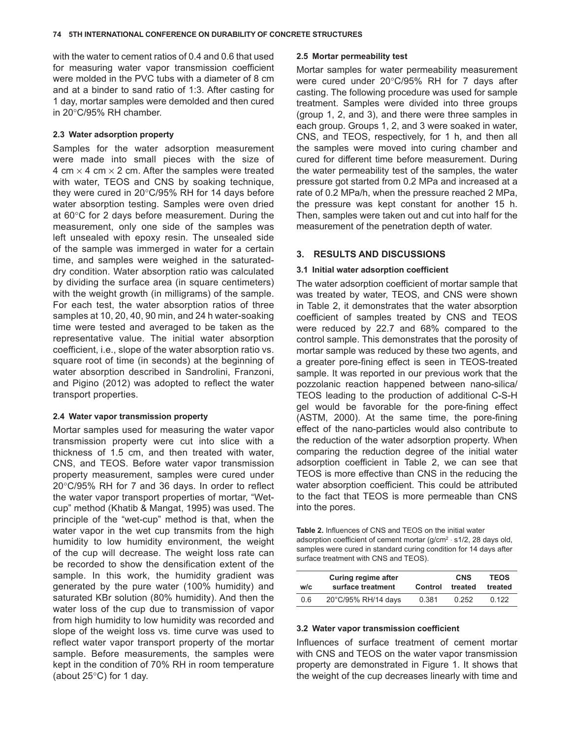with the water to cement ratios of 0.4 and 0.6 that used for measuring water vapor transmission coefficient were molded in the PVC tubs with a diameter of 8 cm and at a binder to sand ratio of 1:3. After casting for 1 day, mortar samples were demolded and then cured in 20°C/95% RH chamber.

### 2.3 Water adsorption property

Samples for the water adsorption measurement were made into small pieces with the size of 4 cm × 4 cm × 2 cm. After the samples were treated with water, TEOS and CNS by soaking technique, they were cured in 20°C/95% RH for 14 days before water absorption testing. Samples were oven dried at 60°C for 2 days before measurement. During the measurement, only one side of the samples was left unsealed with epoxy resin. The unsealed side of the sample was immerged in water for a certain time, and samples were weighed in the saturated-dry condition. Water absorption ratio was calculated by dividing the surface area (in square centimeters) with the weight growth (in milligrams) of the sample. For each test, the water absorption ratios of three samples at 10, 20, 40, 90 min, and 24 h water-soaking time were tested and averaged to be taken as the representative value. The initial water absorption coefficient, i.e., slope of the water absorption ratio vs. square root of time (in seconds) at the beginning of water absorption described in Sandrolini, Franzoni, and Pigino (2012) was adopted to reflect the water transport properties.

### 2.4 Water vapor transmission property

Mortar samples used for measuring the water vapor transmission property were cut into slice with a thickness of 1.5 cm, and then treated with water, CNS, and TEOS. Before water vapor transmission property measurement, samples were cured under 20°C/95% RH for 7 and 36 days. In order to reflect the water vapor transport properties of mortar, "Wet-cup" method (Khatib & Mangat, 1995) was used. The principle of the "wet-cup" method is that, when the water vapor in the wet cup transmits from the high humidity to low humidity environment, the weight of the cup will decrease. The weight loss rate can be recorded to show the densification extent of the sample. In this work, the humidity gradient was generated by the pure water (100% humidity) and saturated KBr solution (80% humidity). And then the water loss of the cup due to transmission of vapor from high humidity to low humidity was recorded and slope of the weight loss vs. time curve was used to reflect water vapor transport property of the mortar sample. Before measurements, the samples were kept in the condition of 70% RH in room temperature (about 25°C) for 1 day.

### 2.5 Mortar permeability test

Mortar samples for water permeability measurement were cured under 20°C/95% RH for 7 days after casting. The following procedure was used for sample treatment. Samples were divided into three groups (group 1, 2, and 3), and there were three samples in each group. Groups 1, 2, and 3 were soaked in water, CNS, and TEOS, respectively, for 1 h, and then all the samples were moved into curing chamber and cured for different time before measurement. During the water permeability test of the samples, the water pressure got started from 0.2 MPa and increased at a rate of 0.2 MPa/h, when the pressure reached 2 MPa, the pressure was kept constant for another 15 h. Then, samples were taken out and cut into half for the measurement of the penetration depth of water.

## 3. RESULTS AND DISCUSSIONS

### 3.1 Initial water adsorption coefficient

The water adsorption coefficient of mortar sample that was treated by water, TEOS, and CNS were shown in Table 2, it demonstrates that the water absorption coefficient of samples treated by CNS and TEOS were reduced by 22.7 and 68% compared to the control sample. This demonstrates that the porosity of mortar sample was reduced by these two agents, and a greater pore-fining effect is seen in TEOS-treated sample. It was reported in our previous work that the pozzolanic reaction happened between nano-silica/TEOS leading to the production of additional C-S-H gel would be favorable for the pore-fining effect (ASTM, 2000). At the same time, the pore-fining effect of the nano-particles would also contribute to the reduction of the water adsorption property. When comparing the reduction degree of the initial water adsorption coefficient in Table 2, we can see that TEOS is more effective than CNS in the reducing the water absorption coefficient. This could be attributed to the fact that TEOS is more permeable than CNS into the pores.

**Table 2.** Influences of CNS and TEOS on the initial water adsorption coefficient of cement mortar ($g/cm^2 \cdot s^{1/2}$, 28 days old, samples were cured in standard curing condition for 14 days after surface treatment with CNS and TEOS).

| w/c | Curing regime after surface treatment | Control | CNS treated | TEOS treated |
|---|---|---|---|---|
| 0.6 | 20°C/95% RH/14 days | 0.381 | 0.252 | 0.122 |

### 3.2 Water vapor transmission coefficient

Influences of surface treatment of cement mortar with CNS and TEOS on the water vapor transmission property are demonstrated in Figure 1. It shows that the weight of the cup decreases linearly with time and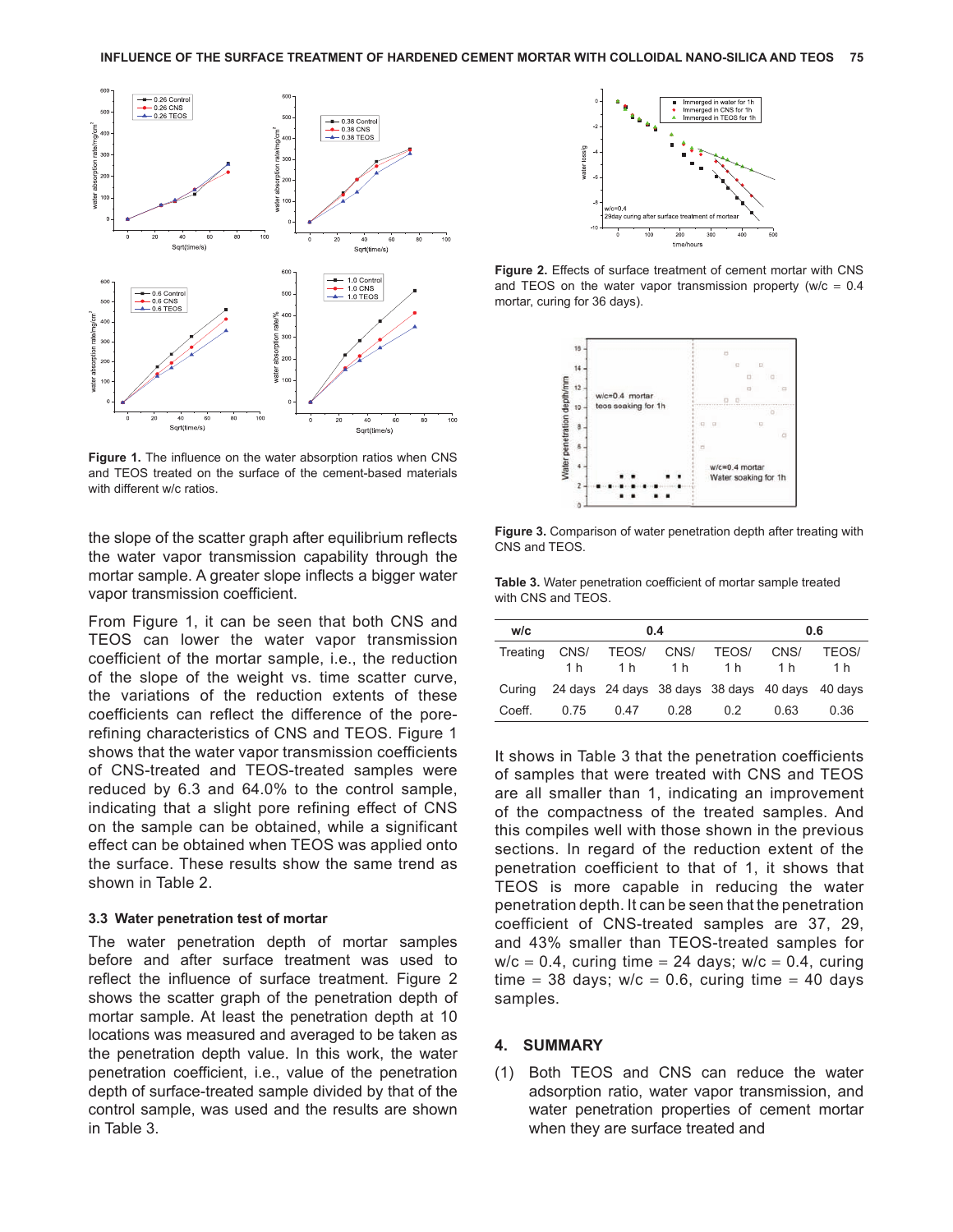**Figure 1.** The influence on the water absorption ratios when CNS and TEOS treated on the surface of the cement-based materials with different w/c ratios.

the slope of the scatter graph after equilibrium reflects the water vapor transmission capability through the mortar sample. A greater slope inflects a bigger water vapor transmission coefficient.

From Figure 1, it can be seen that both CNS and TEOS can lower the water vapor transmission coefficient of the mortar sample, i.e., the reduction of the slope of the weight vs. time scatter curve, the variations of the reduction extents of these coefficients can reflect the difference of the pore-refining characteristics of CNS and TEOS. Figure 1 shows that the water vapor transmission coefficients of CNS-treated and TEOS-treated samples were reduced by 6.3 and 64.0% to the control sample, indicating that a slight pore refining effect of CNS on the sample can be obtained, while a significant effect can be obtained when TEOS was applied onto the surface. These results show the same trend as shown in Table 2.

### 3.3 Water penetration test of mortar

The water penetration depth of mortar samples before and after surface treatment was used to reflect the influence of surface treatment. Figure 2 shows the scatter graph of the penetration depth of mortar sample. At least the penetration depth at 10 locations was measured and averaged to be taken as the penetration depth value. In this work, the water penetration coefficient, i.e., value of the penetration depth of surface-treated sample divided by that of the control sample, was used and the results are shown in Table 3.

**Figure 2.** Effects of surface treatment of cement mortar with CNS and TEOS on the water vapor transmission property (w/c = 0.4 mortar, curing for 36 days).

**Figure 3.** Comparison of water penetration depth after treating with CNS and TEOS.

**Table 3.** Water penetration coefficient of mortar sample treated with CNS and TEOS.

| w/c | 0.4 | | | | 0.6 | |
|---|---|---|---|---|---|---|
| Treating | CNS/ 1 h | TEOS/ 1 h | CNS/ 1 h | TEOS/ 1 h | CNS/ 1 h | TEOS/ 1 h |
| Curing | 24 days | 24 days | 38 days | 38 days | 40 days | 40 days |
| Coeff. | 0.75 | 0.47 | 0.28 | 0.2 | 0.63 | 0.36 |

It shows in Table 3 that the penetration coefficients of samples that were treated with CNS and TEOS are all smaller than 1, indicating an improvement of the compactness of the treated samples. And this compiles well with those shown in the previous sections. In regard of the reduction extent of the penetration coefficient to that of 1, it shows that TEOS is more capable in reducing the water penetration depth. It can be seen that the penetration coefficient of CNS-treated samples are 37, 29, and 43% smaller than TEOS-treated samples for w/c = 0.4, curing time = 24 days; w/c = 0.4, curing time = 38 days; w/c = 0.6, curing time = 40 days samples.

## 4. SUMMARY

(1) Both TEOS and CNS can reduce the water adsorption ratio, water vapor transmission, and water penetration properties of cement mortar when they are surface treated and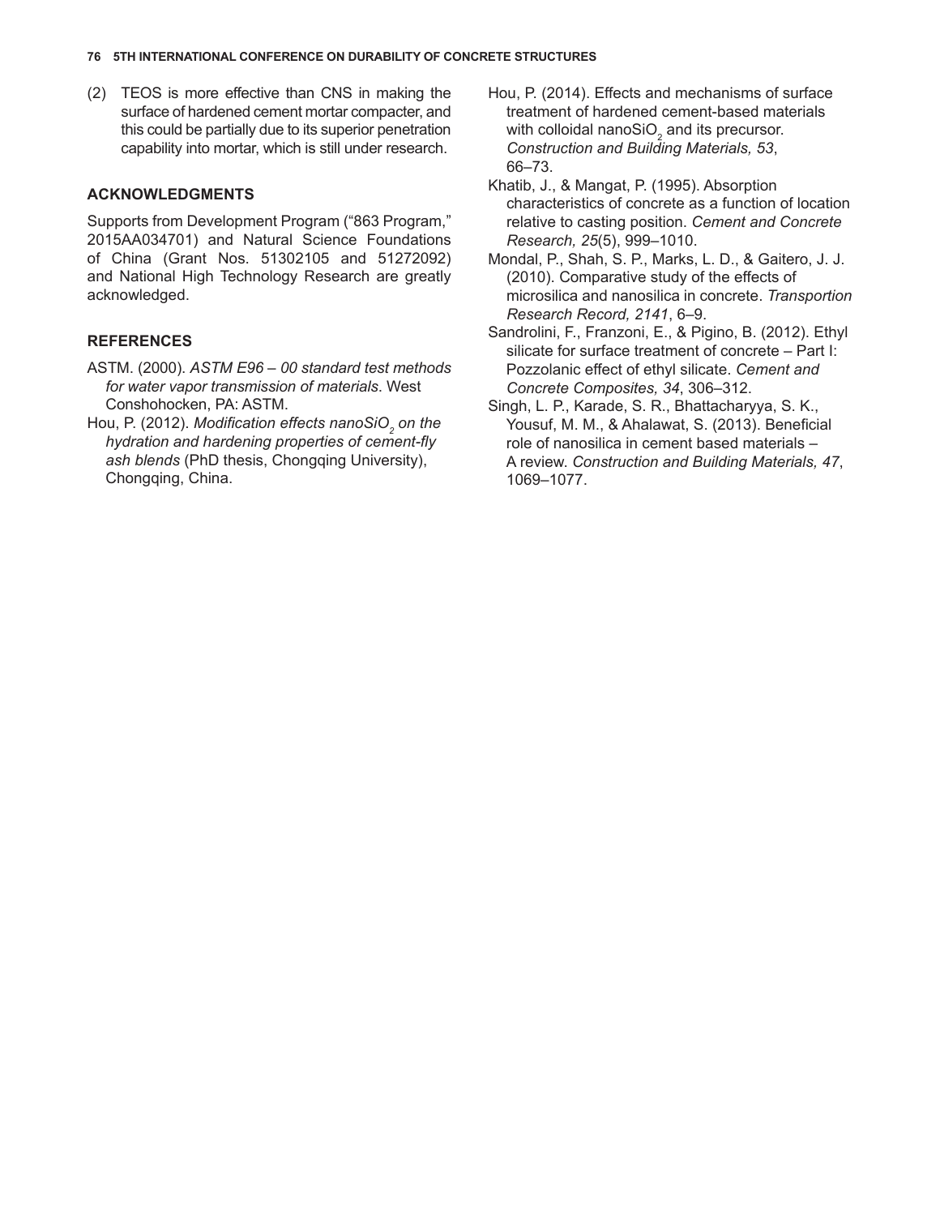(2) TEOS is more effective than CNS in making the surface of hardened cement mortar compacter, and this could be partially due to its superior penetration capability into mortar, which is still under research.

## ACKNOWLEDGMENTS

Supports from Development Program ("863 Program," 2015AA034701) and Natural Science Foundations of China (Grant Nos. 51302105 and 51272092) and National High Technology Research are greatly acknowledged.

## REFERENCES

ASTM. (2000). *ASTM E96 – 00 standard test methods for water vapor transmission of materials*. West Conshohocken, PA: ASTM.

Hou, P. (2012). *Modification effects nano$SiO_2$ on the hydration and hardening properties of cement-fly ash blends* (PhD thesis, Chongqing University), Chongqing, China.

Hou, P. (2014). Effects and mechanisms of surface treatment of hardened cement-based materials with colloidal nano$SiO_2$ and its precursor. *Construction and Building Materials, 53*, 66–73.

Khatib, J., & Mangat, P. (1995). Absorption characteristics of concrete as a function of location relative to casting position. *Cement and Concrete Research, 25*(5), 999–1010.

Mondal, P., Shah, S. P., Marks, L. D., & Gaitero, J. J. (2010). Comparative study of the effects of microsilica and nanosilica in concrete. *Transportion Research Record, 2141*, 6–9.

Sandrolini, F., Franzoni, E., & Pigino, B. (2012). Ethyl silicate for surface treatment of concrete – Part I: Pozzolanic effect of ethyl silicate. *Cement and Concrete Composites, 34*, 306–312.

Singh, L. P., Karade, S. R., Bhattacharyya, S. K., Yousuf, M. M., & Ahalawat, S. (2013). Beneficial role of nanosilica in cement based materials – A review. *Construction and Building Materials, 47*, 1069–1077.